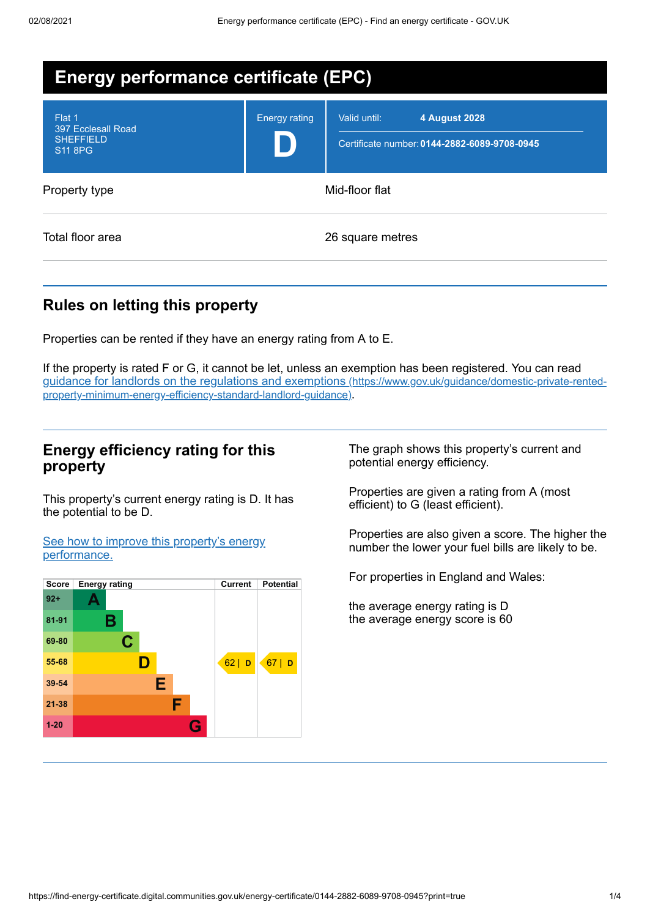# Energy performance certificate (EPC)

| Flat 1<br>397 Ecclesall Road<br>SHEFFIELD<br>S11 8PG | Energy rating<br>**D** | Valid until: **4 August 2028**<br>Certificate number: **0144-2882-6089-9708-0945** |
| --- | --- | --- |

| | |
| --- | --- |
| Property type | Mid-floor flat |
| Total floor area | 26 square metres |

## Rules on letting this property

Properties can be rented if they have an energy rating from A to E.

If the property is rated F or G, it cannot be let, unless an exemption has been registered. You can read [guidance for landlords on the regulations and exemptions (https://www.gov.uk/guidance/domestic-private-rented-property-minimum-energy-efficiency-standard-landlord-guidance)](https://www.gov.uk/guidance/domestic-private-rented-property-minimum-energy-efficiency-standard-landlord-guidance).

## Energy efficiency rating for this property

This property's current energy rating is D. It has the potential to be D.

[See how to improve this property's energy performance.]()

| Score | Energy rating | Current | Potential |
| --- | --- | --- | --- |
| 92+ | A | | |
| 81-91 | B | | |
| 69-80 | C | | |
| 55-68 | D | 62 \| D | 67 \| D |
| 39-54 | E | | |
| 21-38 | F | | |
| 1-20 | G | | |

The graph shows this property's current and potential energy efficiency.

Properties are given a rating from A (most efficient) to G (least efficient).

Properties are also given a score. The higher the number the lower your fuel bills are likely to be.

For properties in England and Wales:

the average energy rating is D
the average energy score is 60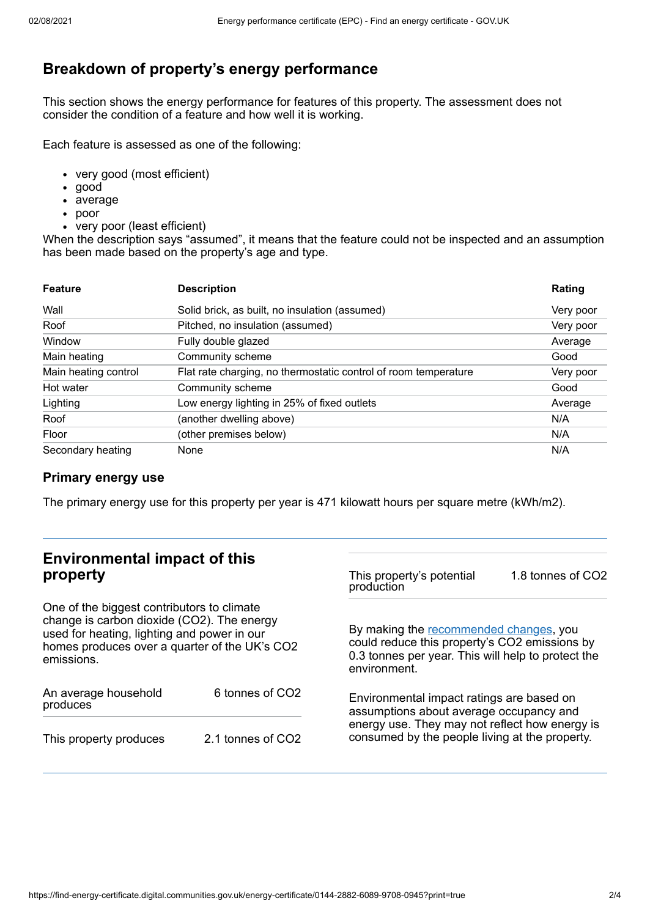## Breakdown of property's energy performance

This section shows the energy performance for features of this property. The assessment does not consider the condition of a feature and how well it is working.

Each feature is assessed as one of the following:

- very good (most efficient)
- good
- average
- poor
- very poor (least efficient)

When the description says "assumed", it means that the feature could not be inspected and an assumption has been made based on the property's age and type.

| Feature | Description | Rating |
|---|---|---|
| Wall | Solid brick, as built, no insulation (assumed) | Very poor |
| Roof | Pitched, no insulation (assumed) | Very poor |
| Window | Fully double glazed | Average |
| Main heating | Community scheme | Good |
| Main heating control | Flat rate charging, no thermostatic control of room temperature | Very poor |
| Hot water | Community scheme | Good |
| Lighting | Low energy lighting in 25% of fixed outlets | Average |
| Roof | (another dwelling above) | N/A |
| Floor | (other premises below) | N/A |
| Secondary heating | None | N/A |

### Primary energy use

The primary energy use for this property per year is 471 kilowatt hours per square metre (kWh/m2).

## Environmental impact of this property

One of the biggest contributors to climate change is carbon dioxide ($CO_2$). The energy used for heating, lighting and power in our homes produces over a quarter of the UK's $CO_2$ emissions.

| | |
|---|---|
| An average household produces | 6 tonnes of $CO_2$ |
| This property produces | 2.1 tonnes of $CO_2$ |
| This property's potential production | 1.8 tonnes of $CO_2$ |

By making the recommended changes, you could reduce this property's $CO_2$ emissions by 0.3 tonnes per year. This will help to protect the environment.

Environmental impact ratings are based on assumptions about average occupancy and energy use. They may not reflect how energy is consumed by the people living at the property.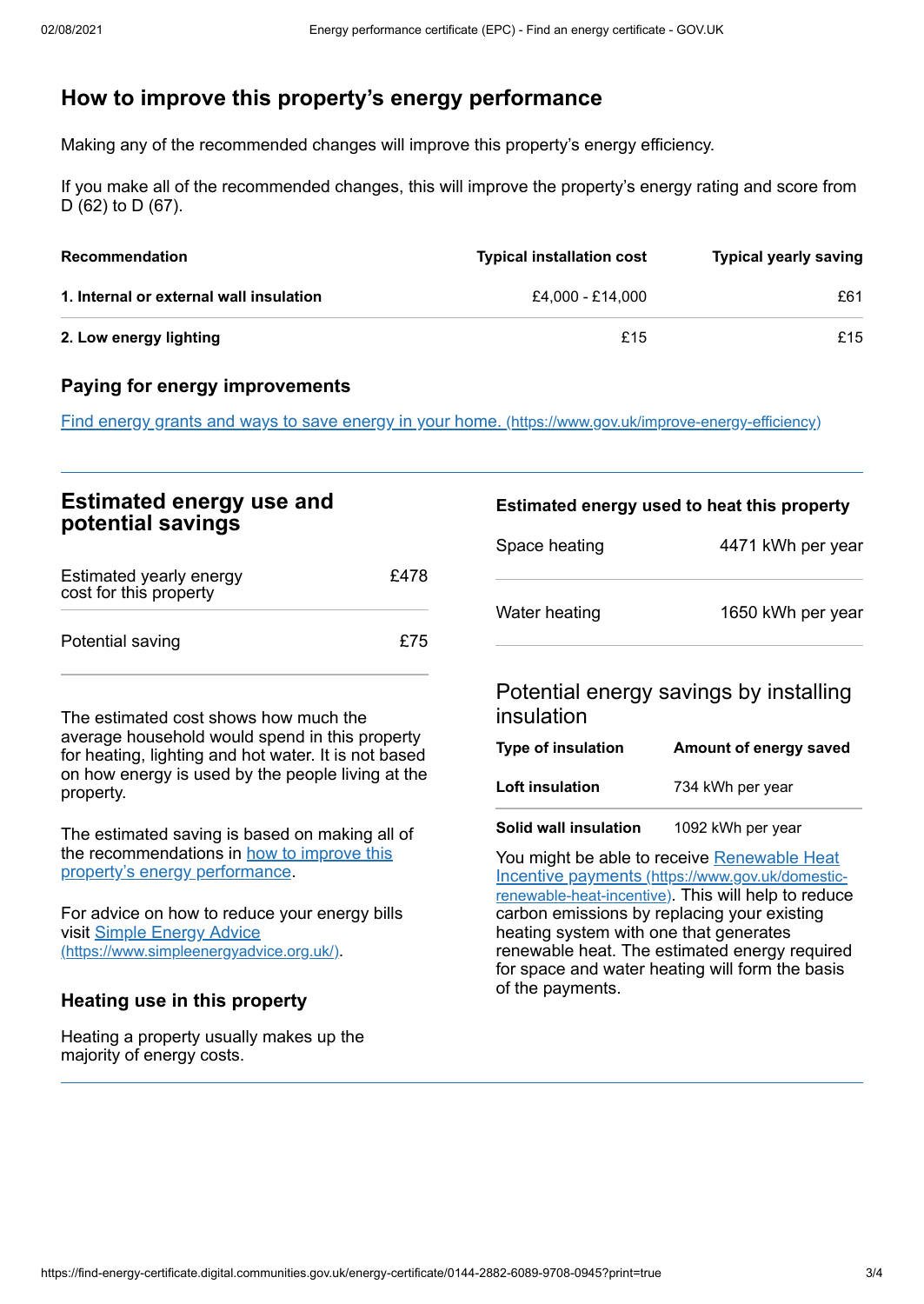## How to improve this property's energy performance

Making any of the recommended changes will improve this property's energy efficiency.

If you make all of the recommended changes, this will improve the property's energy rating and score from D (62) to D (67).

| Recommendation | Typical installation cost | Typical yearly saving |
|---|---|---|
| **1. Internal or external wall insulation** | £4,000 - £14,000 | £61 |
| **2. Low energy lighting** | £15 | £15 |

### Paying for energy improvements

[Find energy grants and ways to save energy in your home. (https://www.gov.uk/improve-energy-efficiency)](https://www.gov.uk/improve-energy-efficiency)

## Estimated energy use and potential savings

| | |
|---|---|
| Estimated yearly energy cost for this property | £478 |
| Potential saving | £75 |

The estimated cost shows how much the average household would spend in this property for heating, lighting and hot water. It is not based on how energy is used by the people living at the property.

The estimated saving is based on making all of the recommendations in how to improve this property's energy performance.

For advice on how to reduce your energy bills visit [Simple Energy Advice (https://www.simpleenergyadvice.org.uk/)](https://www.simpleenergyadvice.org.uk/).

### Heating use in this property

Heating a property usually makes up the majority of energy costs.

### Estimated energy used to heat this property

| | |
|---|---|
| Space heating | 4471 kWh per year |
| Water heating | 1650 kWh per year |

### Potential energy savings by installing insulation

| Type of insulation | Amount of energy saved |
|---|---|
| **Loft insulation** | 734 kWh per year |
| **Solid wall insulation** | 1092 kWh per year |

You might be able to receive [Renewable Heat Incentive payments (https://www.gov.uk/domestic-renewable-heat-incentive)](https://www.gov.uk/domestic-renewable-heat-incentive). This will help to reduce carbon emissions by replacing your existing heating system with one that generates renewable heat. The estimated energy required for space and water heating will form the basis of the payments.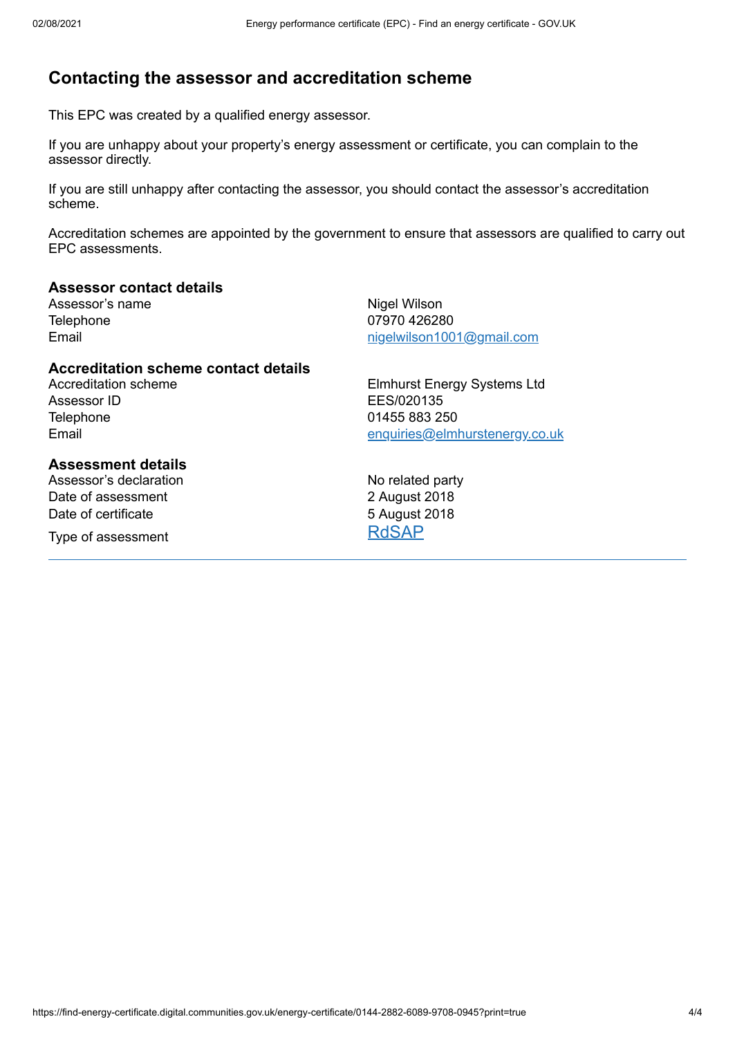## Contacting the assessor and accreditation scheme

This EPC was created by a qualified energy assessor.

If you are unhappy about your property's energy assessment or certificate, you can complain to the assessor directly.

If you are still unhappy after contacting the assessor, you should contact the assessor's accreditation scheme.

Accreditation schemes are appointed by the government to ensure that assessors are qualified to carry out EPC assessments.

### Assessor contact details

| | |
|---|---|
| Assessor's name | Nigel Wilson |
| Telephone | 07970 426280 |
| Email | nigelwilson1001@gmail.com |

### Accreditation scheme contact details

| | |
|---|---|
| Accreditation scheme | Elmhurst Energy Systems Ltd |
| Assessor ID | EES/020135 |
| Telephone | 01455 883 250 |
| Email | enquiries@elmhurstenergy.co.uk |

### Assessment details

| | |
|---|---|
| Assessor's declaration | No related party |
| Date of assessment | 2 August 2018 |
| Date of certificate | 5 August 2018 |
| Type of assessment | RdSAP |